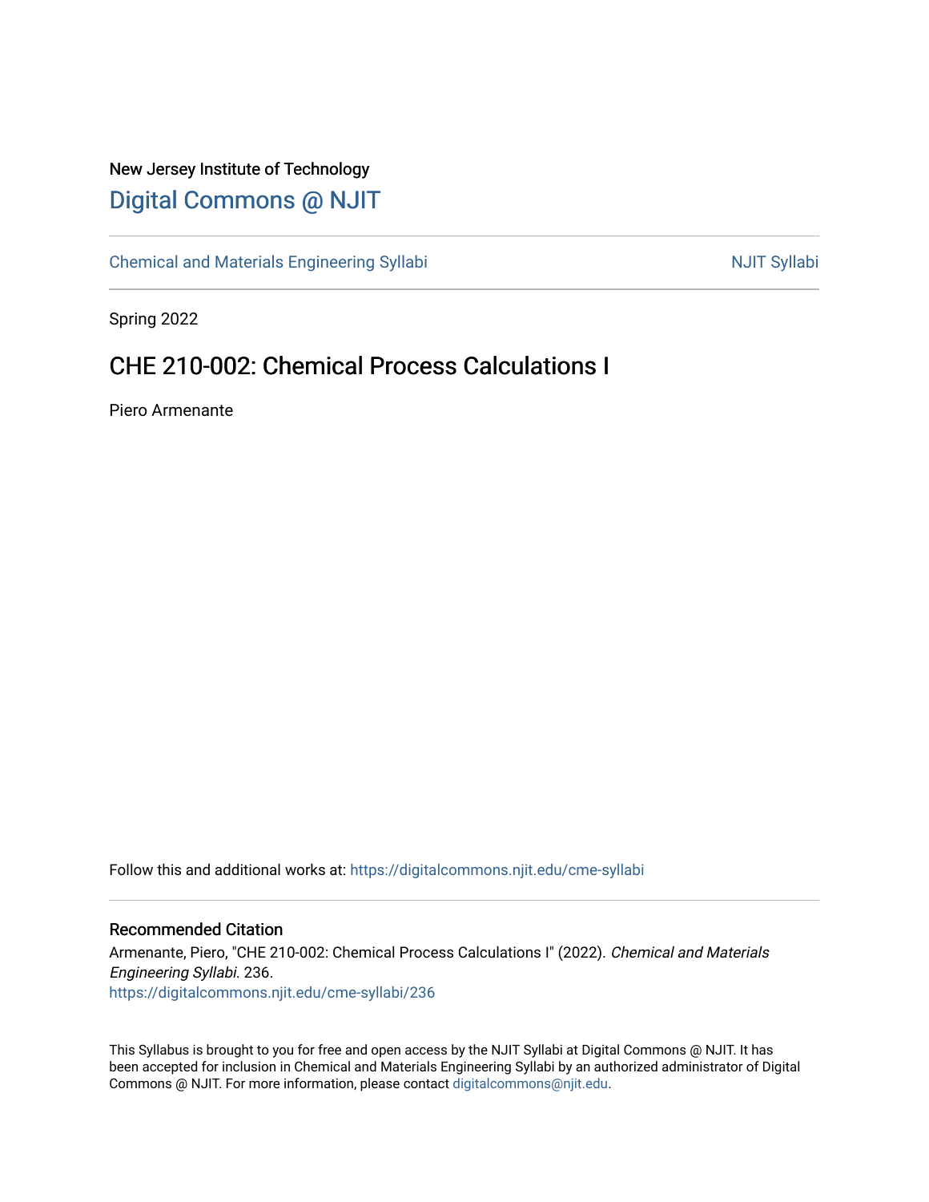New Jersey Institute of Technology

# Digital Commons @ NJIT

Chemical and Materials Engineering Syllabi | NJIT Syllabi

Spring 2022

## CHE 210-002: Chemical Process Calculations I

Piero Armenante

Follow this and additional works at: https://digitalcommons.njit.edu/cme-syllabi

### Recommended Citation

Armenante, Piero, "CHE 210-002: Chemical Process Calculations I" (2022). *Chemical and Materials Engineering Syllabi*. 236.
https://digitalcommons.njit.edu/cme-syllabi/236

This Syllabus is brought to you for free and open access by the NJIT Syllabi at Digital Commons @ NJIT. It has been accepted for inclusion in Chemical and Materials Engineering Syllabi by an authorized administrator of Digital Commons @ NJIT. For more information, please contact digitalcommons@njit.edu.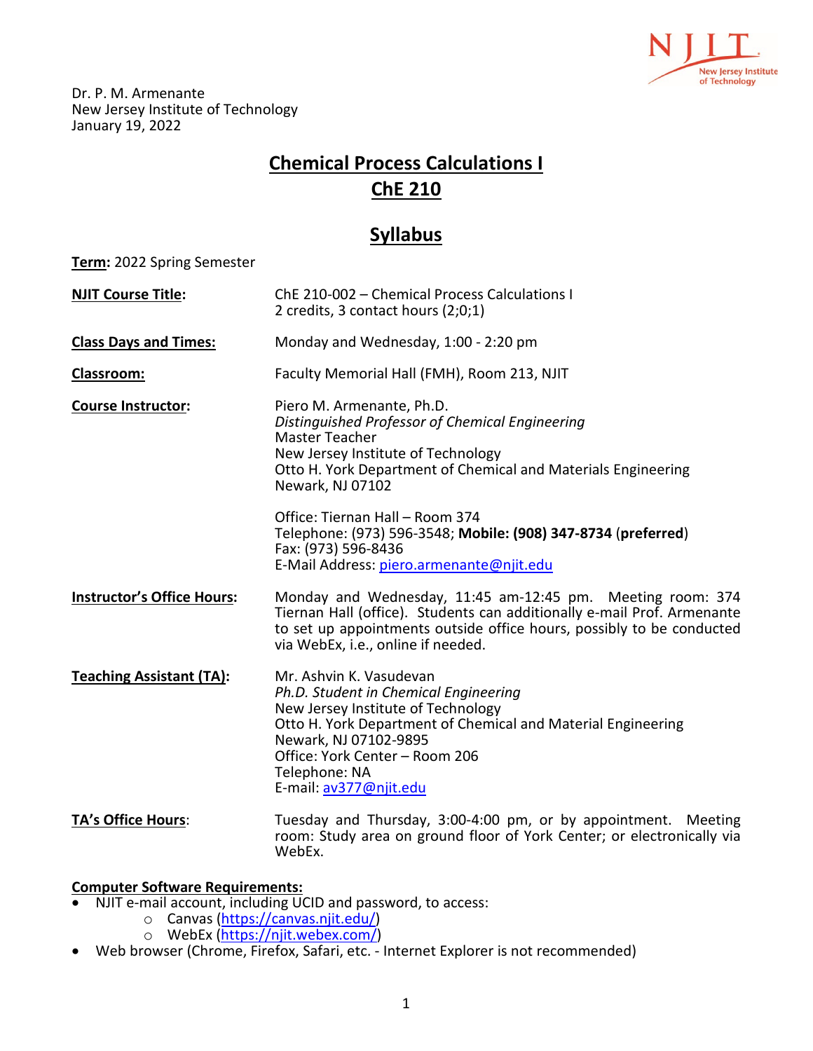Dr. P. M. Armenante
New Jersey Institute of Technology
January 19, 2022

# Chemical Process Calculations I
# ChE 210

## Syllabus

**Term:** 2022 Spring Semester

| | |
|---|---|
| **NJIT Course Title:** | ChE 210-002 – Chemical Process Calculations I<br>2 credits, 3 contact hours (2;0;1) |
| **Class Days and Times:** | Monday and Wednesday, 1:00 - 2:20 pm |
| **Classroom:** | Faculty Memorial Hall (FMH), Room 213, NJIT |
| **Course Instructor:** | Piero M. Armenante, Ph.D.<br>*Distinguished Professor of Chemical Engineering*<br>Master Teacher<br>New Jersey Institute of Technology<br>Otto H. York Department of Chemical and Materials Engineering<br>Newark, NJ 07102<br><br>Office: Tiernan Hall – Room 374<br>Telephone: (973) 596-3548; **Mobile: (908) 347-8734** (**preferred**)<br>Fax: (973) 596-8436<br>E-Mail Address: piero.armenante@njit.edu |
| **Instructor's Office Hours:** | Monday and Wednesday, 11:45 am-12:45 pm. Meeting room: 374 Tiernan Hall (office). Students can additionally e-mail Prof. Armenante to set up appointments outside office hours, possibly to be conducted via WebEx, i.e., online if needed. |
| **Teaching Assistant (TA):** | Mr. Ashvin K. Vasudevan<br>*Ph.D. Student in Chemical Engineering*<br>New Jersey Institute of Technology<br>Otto H. York Department of Chemical and Material Engineering<br>Newark, NJ 07102-9895<br>Office: York Center – Room 206<br>Telephone: NA<br>E-mail: av377@njit.edu |
| **TA's Office Hours:** | Tuesday and Thursday, 3:00-4:00 pm, or by appointment. Meeting room: Study area on ground floor of York Center; or electronically via WebEx. |

**Computer Software Requirements:**

- NJIT e-mail account, including UCID and password, to access:
  - Canvas (https://canvas.njit.edu/)
  - WebEx (https://njit.webex.com/)
- Web browser (Chrome, Firefox, Safari, etc. - Internet Explorer is not recommended)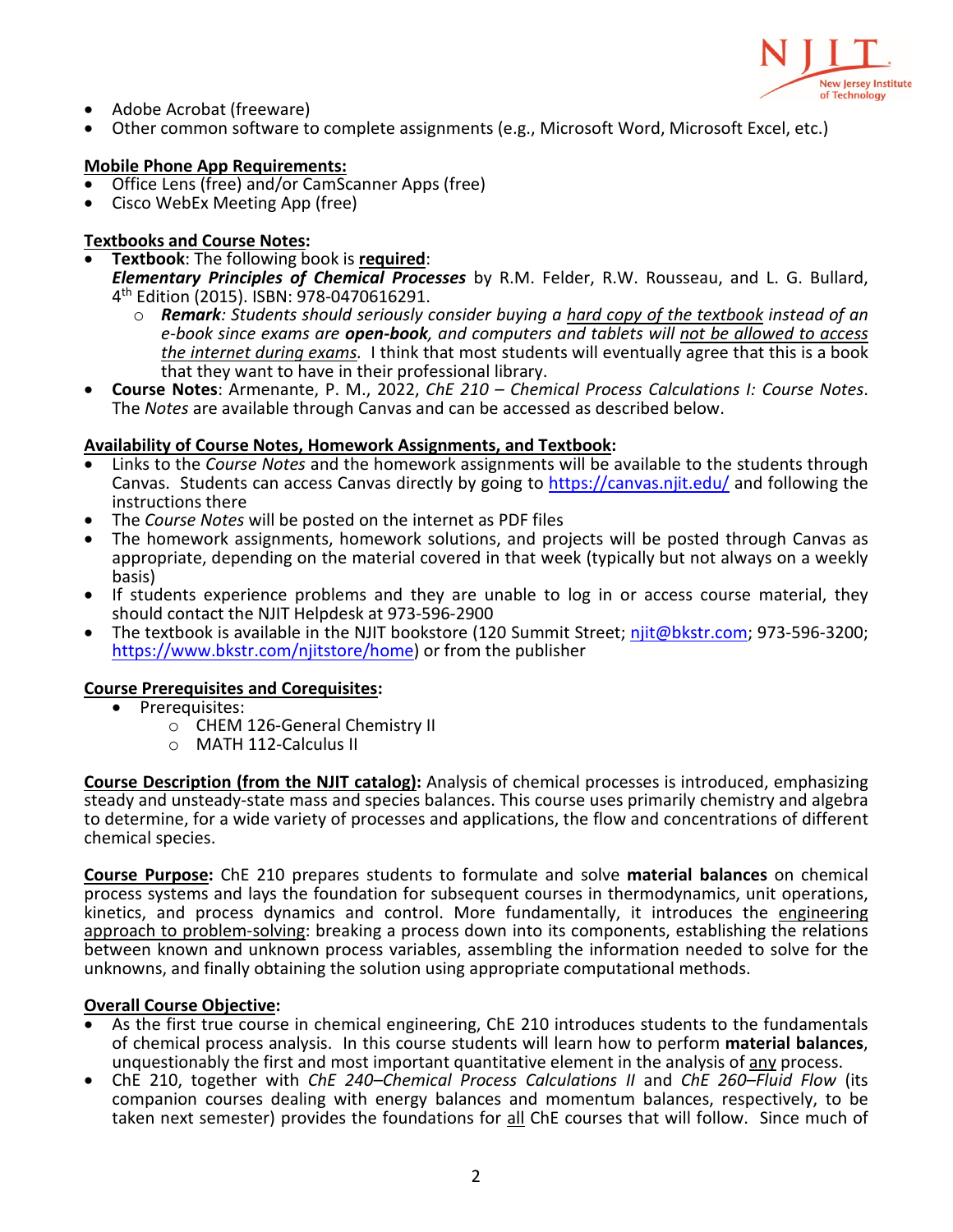- Adobe Acrobat (freeware)
- Other common software to complete assignments (e.g., Microsoft Word, Microsoft Excel, etc.)

**Mobile Phone App Requirements:**
- Office Lens (free) and/or CamScanner Apps (free)
- Cisco WebEx Meeting App (free)

**Textbooks and Course Notes:**
- **Textbook**: The following book is **required**:
  ***Elementary Principles of Chemical Processes*** by R.M. Felder, R.W. Rousseau, and L. G. Bullard, 4th Edition (2015). ISBN: 978-0470616291.
  - ***Remark****: Students should seriously consider buying a hard copy of the textbook instead of an e-book since exams are **open-book**, and computers and tablets will not be allowed to access the internet during exams.* I think that most students will eventually agree that this is a book that they want to have in their professional library.
- **Course Notes**: Armenante, P. M., 2022, *ChE 210 – Chemical Process Calculations I: Course Notes*. The *Notes* are available through Canvas and can be accessed as described below.

**Availability of Course Notes, Homework Assignments, and Textbook:**
- Links to the *Course Notes* and the homework assignments will be available to the students through Canvas. Students can access Canvas directly by going to https://canvas.njit.edu/ and following the instructions there
- The *Course Notes* will be posted on the internet as PDF files
- The homework assignments, homework solutions, and projects will be posted through Canvas as appropriate, depending on the material covered in that week (typically but not always on a weekly basis)
- If students experience problems and they are unable to log in or access course material, they should contact the NJIT Helpdesk at 973-596-2900
- The textbook is available in the NJIT bookstore (120 Summit Street; njit@bkstr.com; 973-596-3200; https://www.bkstr.com/njitstore/home) or from the publisher

**Course Prerequisites and Corequisites:**
- Prerequisites:
  - CHEM 126-General Chemistry II
  - MATH 112-Calculus II

**Course Description (from the NJIT catalog):** Analysis of chemical processes is introduced, emphasizing steady and unsteady-state mass and species balances. This course uses primarily chemistry and algebra to determine, for a wide variety of processes and applications, the flow and concentrations of different chemical species.

**Course Purpose:** ChE 210 prepares students to formulate and solve **material balances** on chemical process systems and lays the foundation for subsequent courses in thermodynamics, unit operations, kinetics, and process dynamics and control. More fundamentally, it introduces the engineering approach to problem-solving: breaking a process down into its components, establishing the relations between known and unknown process variables, assembling the information needed to solve for the unknowns, and finally obtaining the solution using appropriate computational methods.

**Overall Course Objective:**
- As the first true course in chemical engineering, ChE 210 introduces students to the fundamentals of chemical process analysis. In this course students will learn how to perform **material balances**, unquestionably the first and most important quantitative element in the analysis of any process.
- ChE 210, together with *ChE 240–Chemical Process Calculations II* and *ChE 260–Fluid Flow* (its companion courses dealing with energy balances and momentum balances, respectively, to be taken next semester) provides the foundations for all ChE courses that will follow. Since much of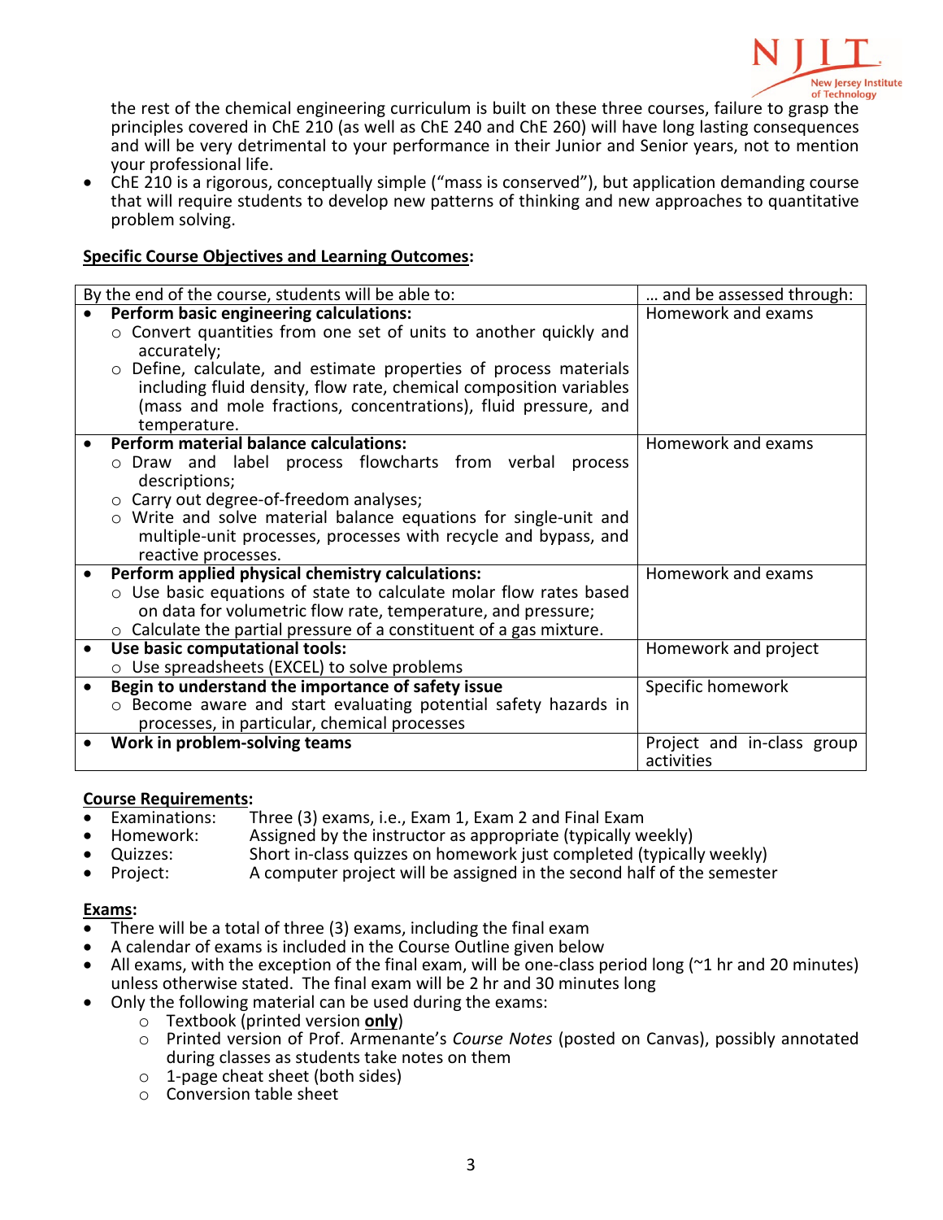the rest of the chemical engineering curriculum is built on these three courses, failure to grasp the principles covered in ChE 210 (as well as ChE 240 and ChE 260) will have long lasting consequences and will be very detrimental to your performance in their Junior and Senior years, not to mention your professional life.

- ChE 210 is a rigorous, conceptually simple ("mass is conserved"), but application demanding course that will require students to develop new patterns of thinking and new approaches to quantitative problem solving.

**Specific Course Objectives and Learning Outcomes:**

| By the end of the course, students will be able to: | … and be assessed through: |
|---|---|
| • **Perform basic engineering calculations:**<br>○ Convert quantities from one set of units to another quickly and accurately;<br>○ Define, calculate, and estimate properties of process materials including fluid density, flow rate, chemical composition variables (mass and mole fractions, concentrations), fluid pressure, and temperature. | Homework and exams |
| • **Perform material balance calculations:**<br>○ Draw and label process flowcharts from verbal process descriptions;<br>○ Carry out degree-of-freedom analyses;<br>○ Write and solve material balance equations for single-unit and multiple-unit processes, processes with recycle and bypass, and reactive processes. | Homework and exams |
| • **Perform applied physical chemistry calculations:**<br>○ Use basic equations of state to calculate molar flow rates based on data for volumetric flow rate, temperature, and pressure;<br>○ Calculate the partial pressure of a constituent of a gas mixture. | Homework and exams |
| • **Use basic computational tools:**<br>○ Use spreadsheets (EXCEL) to solve problems | Homework and project |
| • **Begin to understand the importance of safety issue**<br>○ Become aware and start evaluating potential safety hazards in processes, in particular, chemical processes | Specific homework |
| • **Work in problem-solving teams** | Project and in-class group activities |

**Course Requirements:**

- Examinations: Three (3) exams, i.e., Exam 1, Exam 2 and Final Exam
- Homework: Assigned by the instructor as appropriate (typically weekly)
- Quizzes: Short in-class quizzes on homework just completed (typically weekly)
- Project: A computer project will be assigned in the second half of the semester

**Exams:**

- There will be a total of three (3) exams, including the final exam
- A calendar of exams is included in the Course Outline given below
- All exams, with the exception of the final exam, will be one-class period long (~1 hr and 20 minutes) unless otherwise stated. The final exam will be 2 hr and 30 minutes long
- Only the following material can be used during the exams:
    - Textbook (printed version **only**)
    - Printed version of Prof. Armenante's *Course Notes* (posted on Canvas), possibly annotated during classes as students take notes on them
    - 1-page cheat sheet (both sides)
    - Conversion table sheet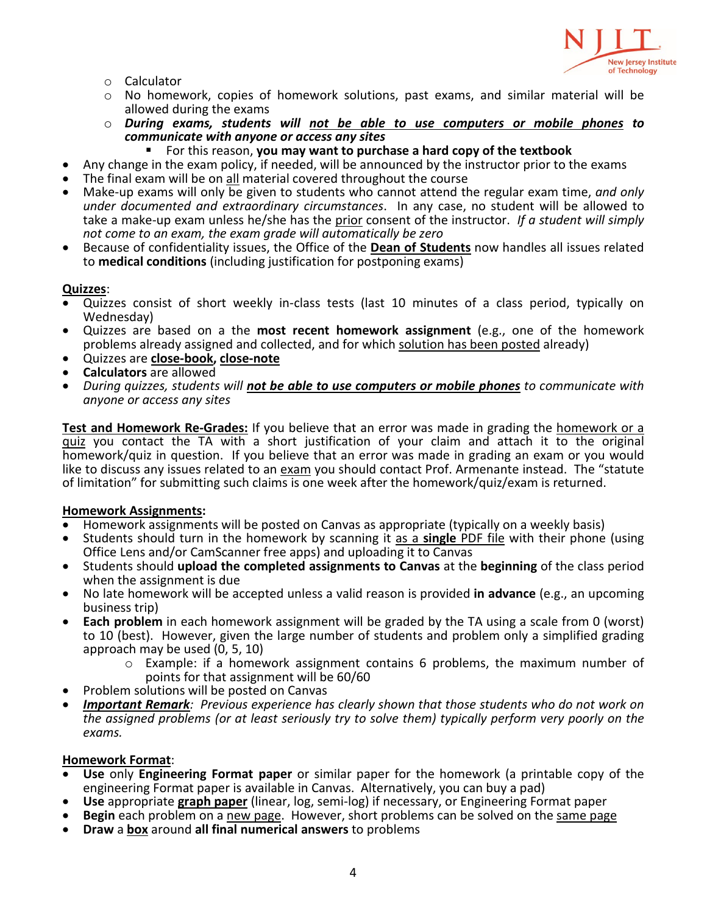- Calculator
- No homework, copies of homework solutions, past exams, and similar material will be allowed during the exams
- ***During exams, students will <u>not be able to use computers or mobile phones</u> to communicate with anyone or access any sites***
    - For this reason, **you may want to purchase a hard copy of the textbook**

- Any change in the exam policy, if needed, will be announced by the instructor prior to the exams
- The final exam will be on <u>all</u> material covered throughout the course
- Make-up exams will only be given to students who cannot attend the regular exam time, *and only under documented and extraordinary circumstances*. In any case, no student will be allowed to take a make-up exam unless he/she has the <u>prior</u> consent of the instructor. *If a student will simply not come to an exam, the exam grade will automatically be zero*
- Because of confidentiality issues, the Office of the **<u>Dean of Students</u>** now handles all issues related to **medical conditions** (including justification for postponing exams)

**<u>Quizzes</u>**:

- Quizzes consist of short weekly in-class tests (last 10 minutes of a class period, typically on Wednesday)
- Quizzes are based on a the **most recent homework assignment** (e.g., one of the homework problems already assigned and collected, and for which <u>solution has been posted</u> already)
- Quizzes are **<u>close-book</u>, <u>close-note</u>**
- **Calculators** are allowed
- *During quizzes, students will **<u>not be able to use computers or mobile phones</u>** to communicate with anyone or access any sites*

**<u>Test and Homework Re-Grades:</u>** If you believe that an error was made in grading the <u>homework or a quiz</u> you contact the TA with a short justification of your claim and attach it to the original homework/quiz in question. If you believe that an error was made in grading an exam or you would like to discuss any issues related to an <u>exam</u> you should contact Prof. Armenante instead. The "statute of limitation" for submitting such claims is one week after the homework/quiz/exam is returned.

**<u>Homework Assignments</u>:**

- Homework assignments will be posted on Canvas as appropriate (typically on a weekly basis)
- Students should turn in the homework by scanning it <u>as a **single** PDF file</u> with their phone (using Office Lens and/or CamScanner free apps) and uploading it to Canvas
- Students should **upload the completed assignments to Canvas** at the **beginning** of the class period when the assignment is due
- No late homework will be accepted unless a valid reason is provided **in advance** (e.g., an upcoming business trip)
- **Each problem** in each homework assignment will be graded by the TA using a scale from 0 (worst) to 10 (best). However, given the large number of students and problem only a simplified grading approach may be used (0, 5, 10)
    - Example: if a homework assignment contains 6 problems, the maximum number of points for that assignment will be 60/60
- Problem solutions will be posted on Canvas
- ***<u>Important Remark</u>****: Previous experience has clearly shown that those students who do not work on the assigned problems (or at least seriously try to solve them) typically perform very poorly on the exams.*

**<u>Homework Format</u>**:

- **Use** only **Engineering Format paper** or similar paper for the homework (a printable copy of the engineering Format paper is available in Canvas. Alternatively, you can buy a pad)
- **Use** appropriate **<u>graph paper</u>** (linear, log, semi-log) if necessary, or Engineering Format paper
- **Begin** each problem on a <u>new page</u>. However, short problems can be solved on the <u>same page</u>
- **Draw** a **<u>box</u>** around **all final numerical answers** to problems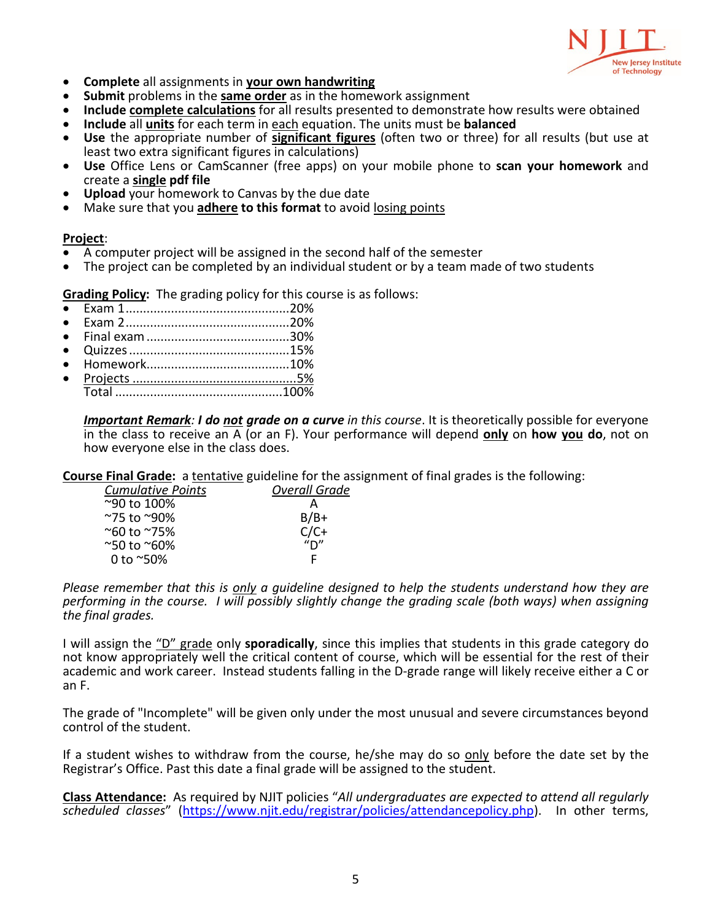- **Complete** all assignments in **your own handwriting**
- **Submit** problems in the **same order** as in the homework assignment
- **Include complete calculations** for all results presented to demonstrate how results were obtained
- **Include** all **units** for each term in each equation. The units must be **balanced**
- **Use** the appropriate number of **significant figures** (often two or three) for all results (but use at least two extra significant figures in calculations)
- **Use** Office Lens or CamScanner (free apps) on your mobile phone to **scan your homework** and create a **single pdf file**
- **Upload** your homework to Canvas by the due date
- Make sure that you **adhere to this format** to avoid losing points

**Project**:

- A computer project will be assigned in the second half of the semester
- The project can be completed by an individual student or by a team made of two students

**Grading Policy:** The grading policy for this course is as follows:

- Exam 1 ..............................................20%
- Exam 2 ..............................................20%
- Final exam ........................................30%
- Quizzes .............................................15%
- Homework.........................................10%
- Projects ...............................................5%

Total ................................................100%

***Important Remark**: **I do not grade on a curve** in this course*. It is theoretically possible for everyone in the class to receive an A (or an F). Your performance will depend **only** on **how you do**, not on how everyone else in the class does.

**Course Final Grade:** a tentative guideline for the assignment of final grades is the following:

| *Cumulative Points* | *Overall Grade* |
|---|---|
| ~90 to 100% | A |
| ~75 to ~90% | B/B+ |
| ~60 to ~75% | C/C+ |
| ~50 to ~60% | "D" |
| 0 to ~50% | F |

*Please remember that this is only a guideline designed to help the students understand how they are performing in the course. I will possibly slightly change the grading scale (both ways) when assigning the final grades.*

I will assign the "D" grade only **sporadically**, since this implies that students in this grade category do not know appropriately well the critical content of course, which will be essential for the rest of their academic and work career. Instead students falling in the D-grade range will likely receive either a C or an F.

The grade of "Incomplete" will be given only under the most unusual and severe circumstances beyond control of the student.

If a student wishes to withdraw from the course, he/she may do so only before the date set by the Registrar's Office. Past this date a final grade will be assigned to the student.

**Class Attendance:** As required by NJIT policies "*All undergraduates are expected to attend all regularly scheduled classes*" (https://www.njit.edu/registrar/policies/attendancepolicy.php). In other terms,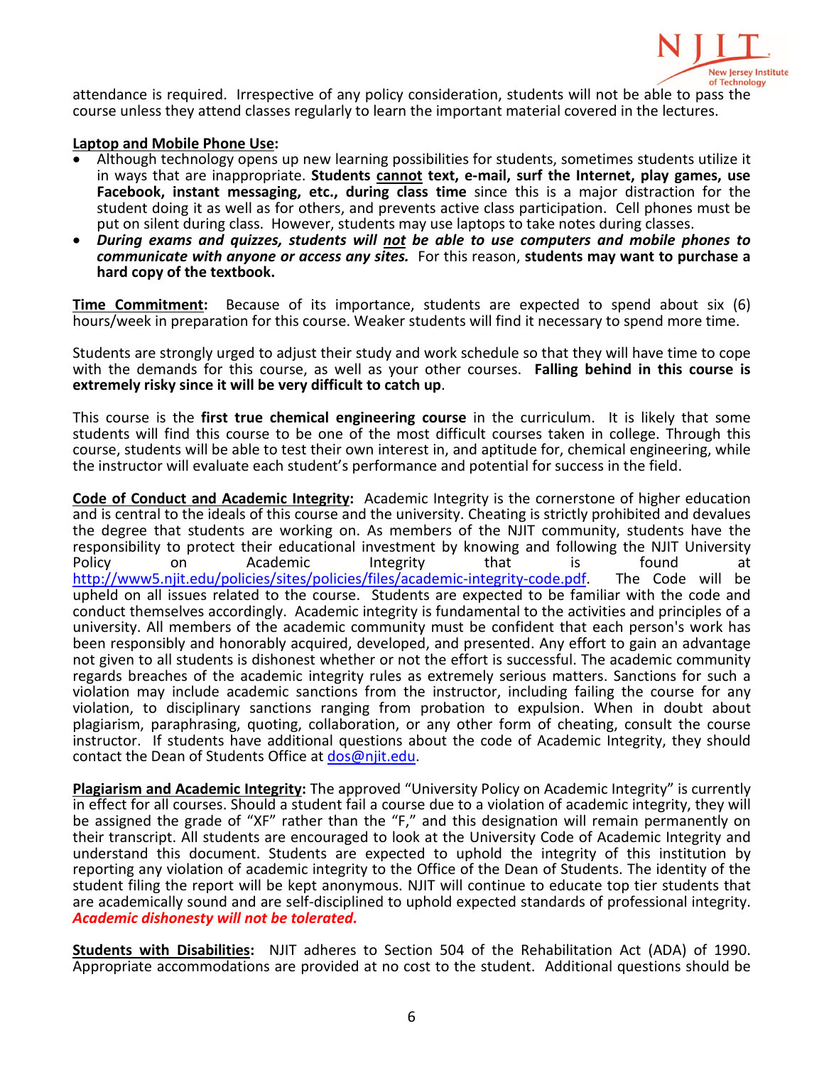attendance is required. Irrespective of any policy consideration, students will not be able to pass the course unless they attend classes regularly to learn the important material covered in the lectures.

**Laptop and Mobile Phone Use:**

- Although technology opens up new learning possibilities for students, sometimes students utilize it in ways that are inappropriate. **Students cannot text, e-mail, surf the Internet, play games, use Facebook, instant messaging, etc., during class time** since this is a major distraction for the student doing it as well as for others, and prevents active class participation. Cell phones must be put on silent during class. However, students may use laptops to take notes during classes.
- ***During exams and quizzes, students will not be able to use computers and mobile phones to communicate with anyone or access any sites.*** For this reason, **students may want to purchase a hard copy of the textbook.**

**Time Commitment:** Because of its importance, students are expected to spend about six (6) hours/week in preparation for this course. Weaker students will find it necessary to spend more time.

Students are strongly urged to adjust their study and work schedule so that they will have time to cope with the demands for this course, as well as your other courses. **Falling behind in this course is extremely risky since it will be very difficult to catch up**.

This course is the **first true chemical engineering course** in the curriculum. It is likely that some students will find this course to be one of the most difficult courses taken in college. Through this course, students will be able to test their own interest in, and aptitude for, chemical engineering, while the instructor will evaluate each student's performance and potential for success in the field.

**Code of Conduct and Academic Integrity:** Academic Integrity is the cornerstone of higher education and is central to the ideals of this course and the university. Cheating is strictly prohibited and devalues the degree that students are working on. As members of the NJIT community, students have the responsibility to protect their educational investment by knowing and following the NJIT University Policy on Academic Integrity that is found at http://www5.njit.edu/policies/sites/policies/files/academic-integrity-code.pdf. The Code will be upheld on all issues related to the course. Students are expected to be familiar with the code and conduct themselves accordingly. Academic integrity is fundamental to the activities and principles of a university. All members of the academic community must be confident that each person's work has been responsibly and honorably acquired, developed, and presented. Any effort to gain an advantage not given to all students is dishonest whether or not the effort is successful. The academic community regards breaches of the academic integrity rules as extremely serious matters. Sanctions for such a violation may include academic sanctions from the instructor, including failing the course for any violation, to disciplinary sanctions ranging from probation to expulsion. When in doubt about plagiarism, paraphrasing, quoting, collaboration, or any other form of cheating, consult the course instructor. If students have additional questions about the code of Academic Integrity, they should contact the Dean of Students Office at dos@njit.edu.

**Plagiarism and Academic Integrity:** The approved "University Policy on Academic Integrity" is currently in effect for all courses. Should a student fail a course due to a violation of academic integrity, they will be assigned the grade of "XF" rather than the "F," and this designation will remain permanently on their transcript. All students are encouraged to look at the University Code of Academic Integrity and understand this document. Students are expected to uphold the integrity of this institution by reporting any violation of academic integrity to the Office of the Dean of Students. The identity of the student filing the report will be kept anonymous. NJIT will continue to educate top tier students that are academically sound and are self-disciplined to uphold expected standards of professional integrity. ***Academic dishonesty will not be tolerated.***

**Students with Disabilities:** NJIT adheres to Section 504 of the Rehabilitation Act (ADA) of 1990. Appropriate accommodations are provided at no cost to the student. Additional questions should be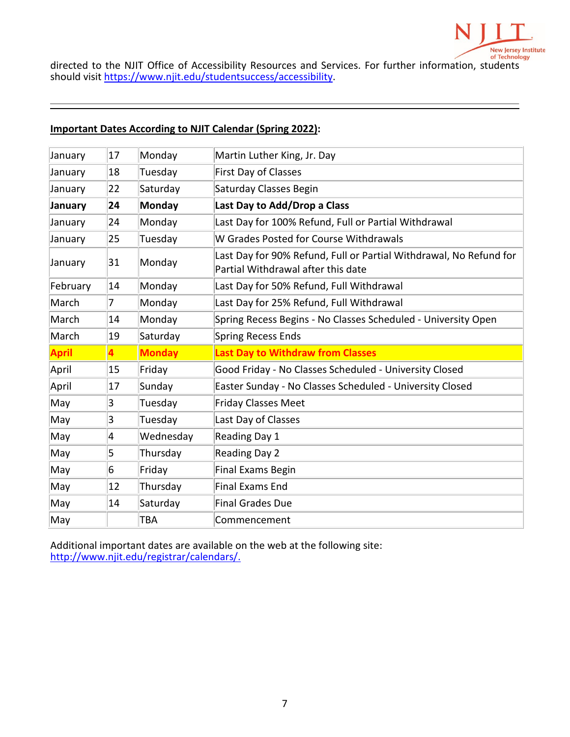directed to the NJIT Office of Accessibility Resources and Services. For further information, students should visit https://www.njit.edu/studentsuccess/accessibility.

---

**Important Dates According to NJIT Calendar (Spring 2022):**

| | | | |
|---|---|---|---|
| January | 17 | Monday | Martin Luther King, Jr. Day |
| January | 18 | Tuesday | First Day of Classes |
| January | 22 | Saturday | Saturday Classes Begin |
| **January** | **24** | **Monday** | **Last Day to Add/Drop a Class** |
| January | 24 | Monday | Last Day for 100% Refund, Full or Partial Withdrawal |
| January | 25 | Tuesday | W Grades Posted for Course Withdrawals |
| January | 31 | Monday | Last Day for 90% Refund, Full or Partial Withdrawal, No Refund for Partial Withdrawal after this date |
| February | 14 | Monday | Last Day for 50% Refund, Full Withdrawal |
| March | 7 | Monday | Last Day for 25% Refund, Full Withdrawal |
| March | 14 | Monday | Spring Recess Begins - No Classes Scheduled - University Open |
| March | 19 | Saturday | Spring Recess Ends |
| **April** | **4** | **Monday** | **Last Day to Withdraw from Classes** |
| April | 15 | Friday | Good Friday - No Classes Scheduled - University Closed |
| April | 17 | Sunday | Easter Sunday - No Classes Scheduled - University Closed |
| May | 3 | Tuesday | Friday Classes Meet |
| May | 3 | Tuesday | Last Day of Classes |
| May | 4 | Wednesday | Reading Day 1 |
| May | 5 | Thursday | Reading Day 2 |
| May | 6 | Friday | Final Exams Begin |
| May | 12 | Thursday | Final Exams End |
| May | 14 | Saturday | Final Grades Due |
| May | | TBA | Commencement |

Additional important dates are available on the web at the following site: http://www.njit.edu/registrar/calendars/.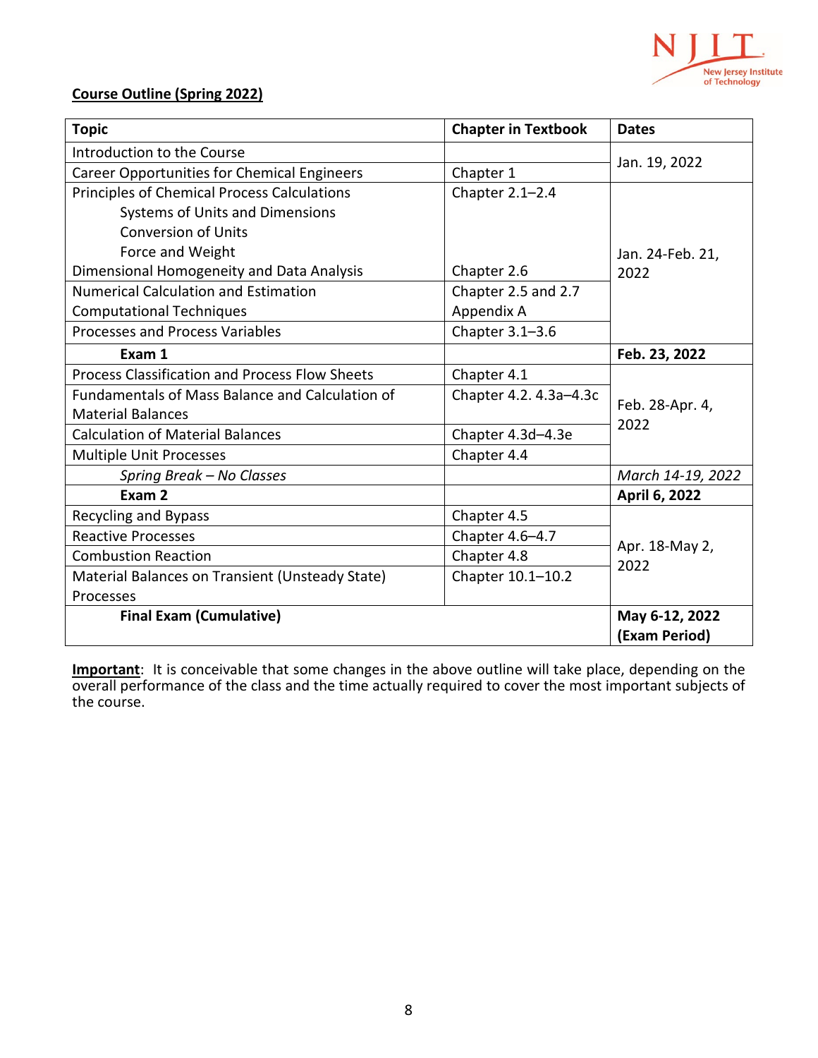**Course Outline (Spring 2022)**

| Topic | Chapter in Textbook | Dates |
|---|---|---|
| Introduction to the Course | | Jan. 19, 2022 |
| Career Opportunities for Chemical Engineers | Chapter 1 | |
| Principles of Chemical Process Calculations<br>Systems of Units and Dimensions<br>Conversion of Units<br>Force and Weight | Chapter 2.1–2.4 | Jan. 24-Feb. 21, 2022 |
| Dimensional Homogeneity and Data Analysis | Chapter 2.6 | |
| Numerical Calculation and Estimation<br>Computational Techniques | Chapter 2.5 and 2.7<br>Appendix A | |
| Processes and Process Variables | Chapter 3.1–3.6 | |
| **Exam 1** | | **Feb. 23, 2022** |
| Process Classification and Process Flow Sheets | Chapter 4.1 | Feb. 28-Apr. 4, 2022 |
| Fundamentals of Mass Balance and Calculation of Material Balances | Chapter 4.2. 4.3a–4.3c | |
| Calculation of Material Balances | Chapter 4.3d–4.3e | |
| Multiple Unit Processes | Chapter 4.4 | |
| *Spring Break – No Classes* | | *March 14-19, 2022* |
| **Exam 2** | | **April 6, 2022** |
| Recycling and Bypass | Chapter 4.5 | Apr. 18-May 2, 2022 |
| Reactive Processes | Chapter 4.6–4.7 | |
| Combustion Reaction | Chapter 4.8 | |
| Material Balances on Transient (Unsteady State) Processes | Chapter 10.1–10.2 | |
| **Final Exam (Cumulative)** | | **May 6-12, 2022 (Exam Period)** |

**Important**: It is conceivable that some changes in the above outline will take place, depending on the overall performance of the class and the time actually required to cover the most important subjects of the course.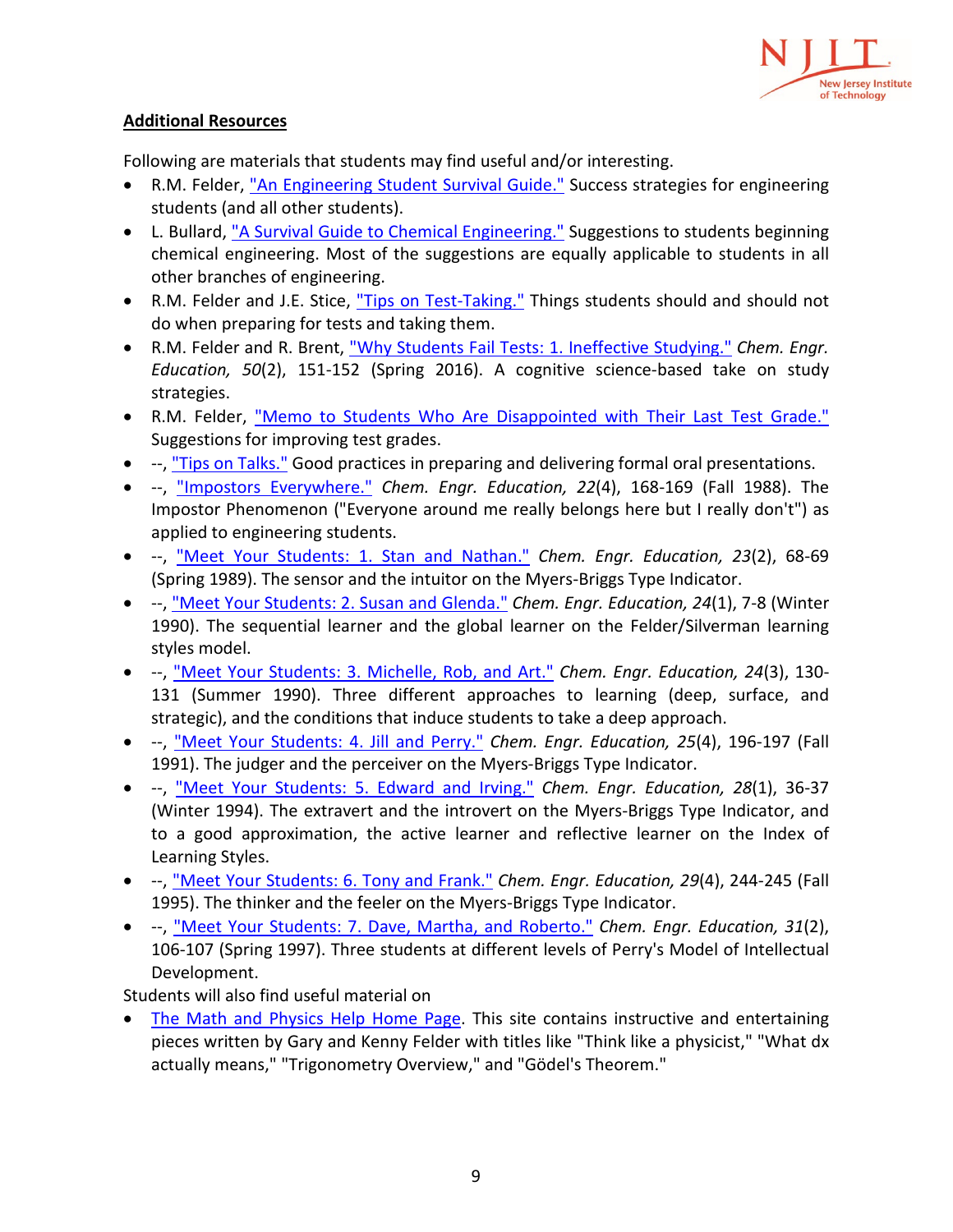**Additional Resources**

Following are materials that students may find useful and/or interesting.

- R.M. Felder, "An Engineering Student Survival Guide." Success strategies for engineering students (and all other students).
- L. Bullard, "A Survival Guide to Chemical Engineering." Suggestions to students beginning chemical engineering. Most of the suggestions are equally applicable to students in all other branches of engineering.
- R.M. Felder and J.E. Stice, "Tips on Test-Taking." Things students should and should not do when preparing for tests and taking them.
- R.M. Felder and R. Brent, "Why Students Fail Tests: 1. Ineffective Studying." *Chem. Engr. Education, 50*(2), 151-152 (Spring 2016). A cognitive science-based take on study strategies.
- R.M. Felder, "Memo to Students Who Are Disappointed with Their Last Test Grade." Suggestions for improving test grades.
- --, "Tips on Talks." Good practices in preparing and delivering formal oral presentations.
- --, "Impostors Everywhere." *Chem. Engr. Education, 22*(4), 168-169 (Fall 1988). The Impostor Phenomenon ("Everyone around me really belongs here but I really don't") as applied to engineering students.
- --, "Meet Your Students: 1. Stan and Nathan." *Chem. Engr. Education, 23*(2), 68-69 (Spring 1989). The sensor and the intuitor on the Myers-Briggs Type Indicator.
- --, "Meet Your Students: 2. Susan and Glenda." *Chem. Engr. Education, 24*(1), 7-8 (Winter 1990). The sequential learner and the global learner on the Felder/Silverman learning styles model.
- --, "Meet Your Students: 3. Michelle, Rob, and Art." *Chem. Engr. Education, 24*(3), 130-131 (Summer 1990). Three different approaches to learning (deep, surface, and strategic), and the conditions that induce students to take a deep approach.
- --, "Meet Your Students: 4. Jill and Perry." *Chem. Engr. Education, 25*(4), 196-197 (Fall 1991). The judger and the perceiver on the Myers-Briggs Type Indicator.
- --, "Meet Your Students: 5. Edward and Irving." *Chem. Engr. Education, 28*(1), 36-37 (Winter 1994). The extravert and the introvert on the Myers-Briggs Type Indicator, and to a good approximation, the active learner and reflective learner on the Index of Learning Styles.
- --, "Meet Your Students: 6. Tony and Frank." *Chem. Engr. Education, 29*(4), 244-245 (Fall 1995). The thinker and the feeler on the Myers-Briggs Type Indicator.
- --, "Meet Your Students: 7. Dave, Martha, and Roberto." *Chem. Engr. Education, 31*(2), 106-107 (Spring 1997). Three students at different levels of Perry's Model of Intellectual Development.

Students will also find useful material on

- The Math and Physics Help Home Page. This site contains instructive and entertaining pieces written by Gary and Kenny Felder with titles like "Think like a physicist," "What dx actually means," "Trigonometry Overview," and "Gödel's Theorem."